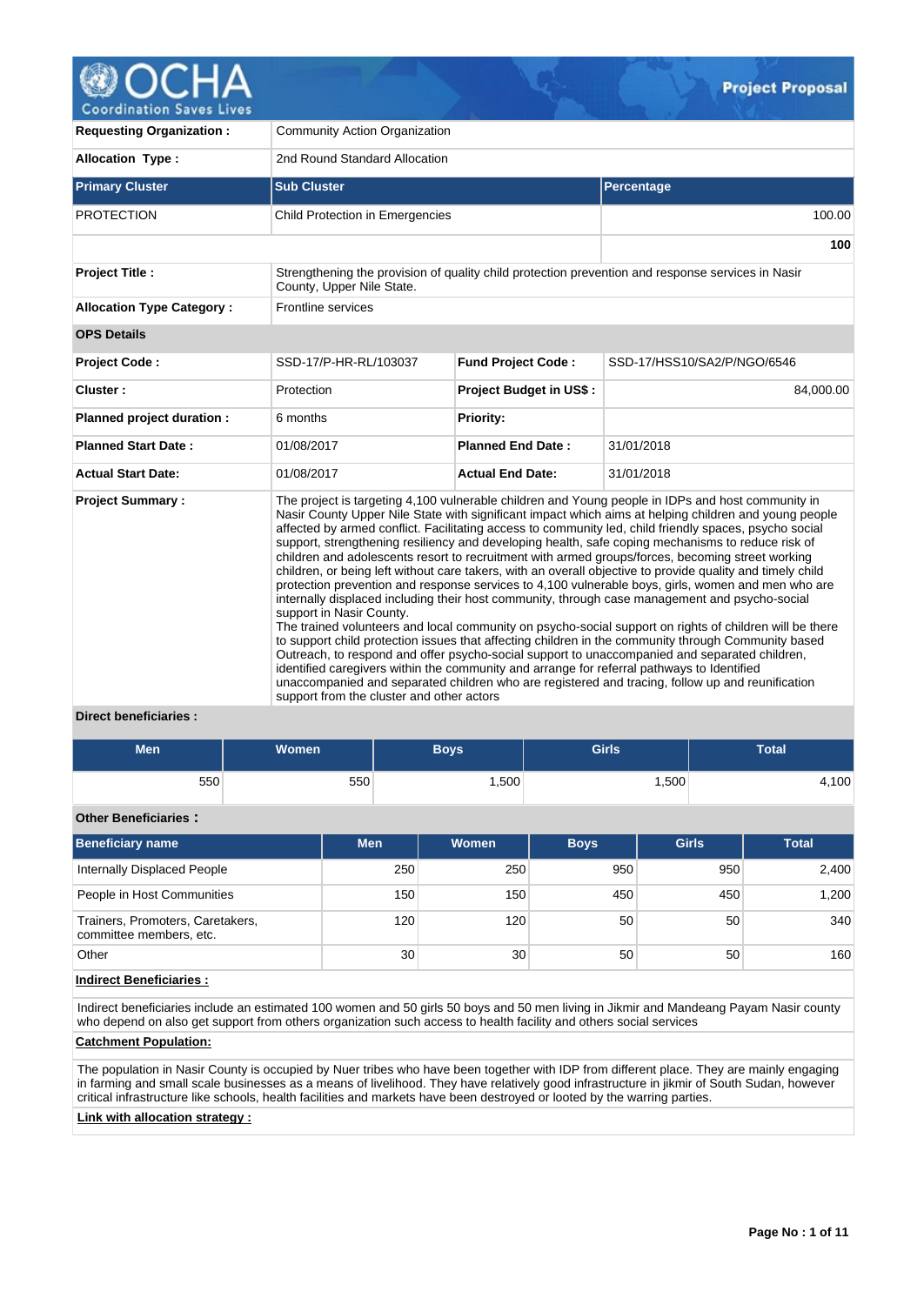# OCHA Coordination Saves Lives — Project Proposal

| | |
|---|---|
| **Requesting Organization :** | Community Action Organization |
| **Allocation Type :** | 2nd Round Standard Allocation |

| Primary Cluster | Sub Cluster | Percentage |
|---|---|---|
| PROTECTION | Child Protection in Emergencies | 100.00 |
| | | **100** |

| | |
|---|---|
| **Project Title :** | Strengthening the provision of quality child protection prevention and response services in Nasir County, Upper Nile State. |
| **Allocation Type Category :** | Frontline services |

**OPS Details**

| | | | |
|---|---|---|---|
| **Project Code :** | SSD-17/P-HR-RL/103037 | **Fund Project Code :** | SSD-17/HSS10/SA2/P/NGO/6546 |
| **Cluster :** | Protection | **Project Budget in US$ :** | 84,000.00 |
| **Planned project duration :** | 6 months | **Priority:** | |
| **Planned Start Date :** | 01/08/2017 | **Planned End Date :** | 31/01/2018 |
| **Actual Start Date:** | 01/08/2017 | **Actual End Date:** | 31/01/2018 |

**Project Summary :**

The project is targeting 4,100 vulnerable children and Young people in IDPs and host community in Nasir County Upper Nile State with significant impact which aims at helping children and young people affected by armed conflict. Facilitating access to community led, child friendly spaces, psycho social support, strengthening resiliency and developing health, safe coping mechanisms to reduce risk of children and adolescents resort to recruitment with armed groups/forces, becoming street working children, or being left without care takers, with an overall objective to provide quality and timely child protection prevention and response services to 4,100 vulnerable boys, girls, women and men who are internally displaced including their host community, through case management and psycho-social support in Nasir County.
The trained volunteers and local community on psycho-social support on rights of children will be there to support child protection issues that affecting children in the community through Community based Outreach, to respond and offer psycho-social support to unaccompanied and separated children, identified caregivers within the community and arrange for referral pathways to Identified unaccompanied and separated children who are registered and tracing, follow up and reunification support from the cluster and other actors

**Direct beneficiaries :**

| Men | Women | Boys | Girls | Total |
|---|---|---|---|---|
| 550 | 550 | 1,500 | 1,500 | 4,100 |

**Other Beneficiaries :**

| Beneficiary name | Men | Women | Boys | Girls | Total |
|---|---|---|---|---|---|
| Internally Displaced People | 250 | 250 | 950 | 950 | 2,400 |
| People in Host Communities | 150 | 150 | 450 | 450 | 1,200 |
| Trainers, Promoters, Caretakers, committee members, etc. | 120 | 120 | 50 | 50 | 340 |
| Other | 30 | 30 | 50 | 50 | 160 |

**Indirect Beneficiaries :**

Indirect beneficiaries include an estimated 100 women and 50 girls 50 boys and 50 men living in Jikmir and Mandeang Payam Nasir county who depend on also get support from others organization such access to health facility and others social services

**Catchment Population:**

The population in Nasir County is occupied by Nuer tribes who have been together with IDP from different place. They are mainly engaging in farming and small scale businesses as a means of livelihood. They have relatively good infrastructure in jikmir of South Sudan, however critical infrastructure like schools, health facilities and markets have been destroyed or looted by the warring parties.

**Link with allocation strategy :**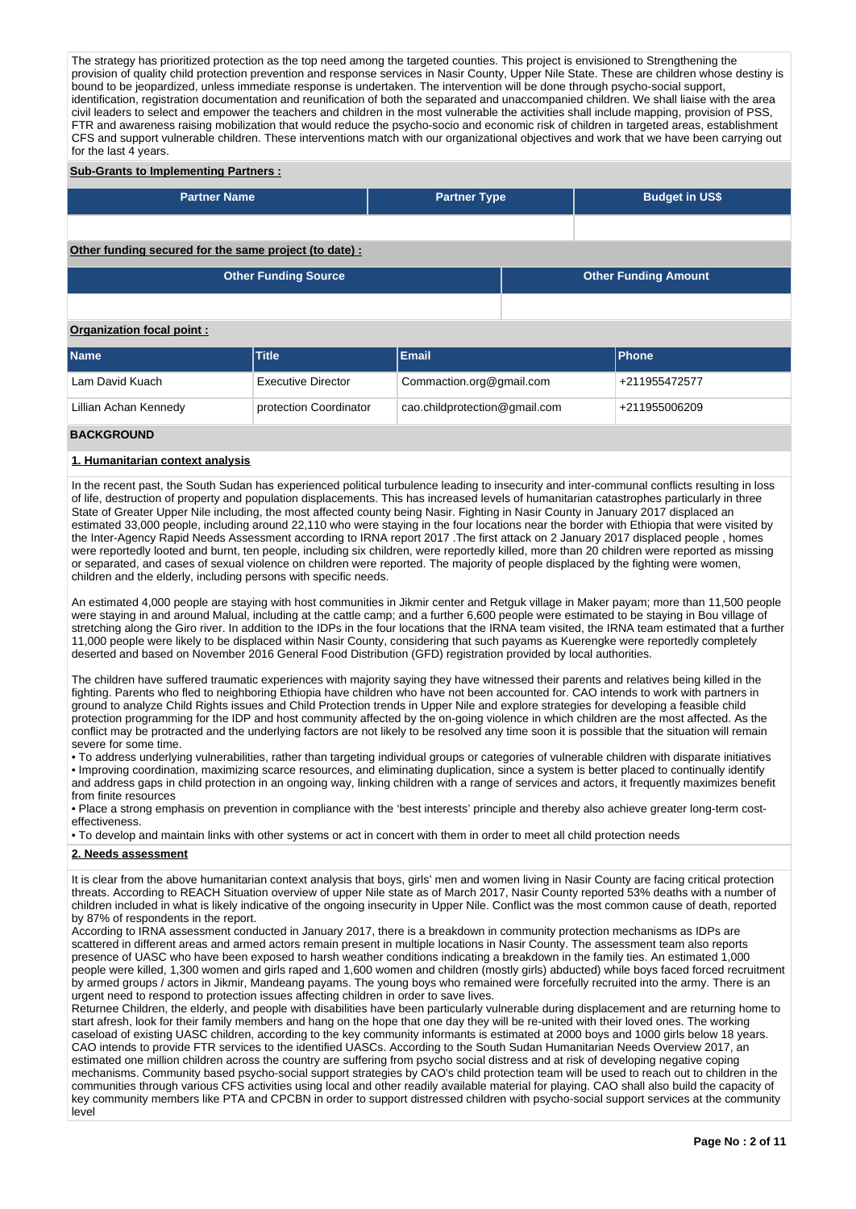The strategy has prioritized protection as the top need among the targeted counties. This project is envisioned to Strengthening the provision of quality child protection prevention and response services in Nasir County, Upper Nile State. These are children whose destiny is bound to be jeopardized, unless immediate response is undertaken. The intervention will be done through psycho-social support, identification, registration documentation and reunification of both the separated and unaccompanied children. We shall liaise with the area civil leaders to select and empower the teachers and children in the most vulnerable the activities shall include mapping, provision of PSS, FTR and awareness raising mobilization that would reduce the psycho-socio and economic risk of children in targeted areas, establishment CFS and support vulnerable children. These interventions match with our organizational objectives and work that we have been carrying out for the last 4 years.

**Sub-Grants to Implementing Partners :**

| Partner Name | Partner Type | Budget in US$ |
|---|---|---|
| | | |

**Other funding secured for the same project (to date) :**

| Other Funding Source | Other Funding Amount |
|---|---|
| | |

**Organization focal point :**

| Name | Title | Email | Phone |
|---|---|---|---|
| Lam David Kuach | Executive Director | Commaction.org@gmail.com | +211955472577 |
| Lillian Achan Kennedy | protection Coordinator | cao.childprotection@gmail.com | +211955006209 |

## BACKGROUND

### 1. Humanitarian context analysis

In the recent past, the South Sudan has experienced political turbulence leading to insecurity and inter-communal conflicts resulting in loss of life, destruction of property and population displacements. This has increased levels of humanitarian catastrophes particularly in three State of Greater Upper Nile including, the most affected county being Nasir. Fighting in Nasir County in January 2017 displaced an estimated 33,000 people, including around 22,110 who were staying in the four locations near the border with Ethiopia that were visited by the Inter-Agency Rapid Needs Assessment according to IRNA report 2017 .The first attack on 2 January 2017 displaced people , homes were reportedly looted and burnt, ten people, including six children, were reportedly killed, more than 20 children were reported as missing or separated, and cases of sexual violence on children were reported. The majority of people displaced by the fighting were women, children and the elderly, including persons with specific needs.

An estimated 4,000 people are staying with host communities in Jikmir center and Retguk village in Maker payam; more than 11,500 people were staying in and around Malual, including at the cattle camp; and a further 6,600 people were estimated to be staying in Bou village of stretching along the Giro river. In addition to the IDPs in the four locations that the IRNA team visited, the IRNA team estimated that a further 11,000 people were likely to be displaced within Nasir County, considering that such payams as Kuerengke were reportedly completely deserted and based on November 2016 General Food Distribution (GFD) registration provided by local authorities.

The children have suffered traumatic experiences with majority saying they have witnessed their parents and relatives being killed in the fighting. Parents who fled to neighboring Ethiopia have children who have not been accounted for. CAO intends to work with partners in ground to analyze Child Rights issues and Child Protection trends in Upper Nile and explore strategies for developing a feasible child protection programming for the IDP and host community affected by the on-going violence in which children are the most affected. As the conflict may be protracted and the underlying factors are not likely to be resolved any time soon it is possible that the situation will remain severe for some time.

• To address underlying vulnerabilities, rather than targeting individual groups or categories of vulnerable children with disparate initiatives
• Improving coordination, maximizing scarce resources, and eliminating duplication, since a system is better placed to continually identify and address gaps in child protection in an ongoing way, linking children with a range of services and actors, it frequently maximizes benefit from finite resources
• Place a strong emphasis on prevention in compliance with the 'best interests' principle and thereby also achieve greater long-term cost-effectiveness.
• To develop and maintain links with other systems or act in concert with them in order to meet all child protection needs

### 2. Needs assessment

It is clear from the above humanitarian context analysis that boys, girls' men and women living in Nasir County are facing critical protection threats. According to REACH Situation overview of upper Nile state as of March 2017, Nasir County reported 53% deaths with a number of children included in what is likely indicative of the ongoing insecurity in Upper Nile. Conflict was the most common cause of death, reported by 87% of respondents in the report.
According to IRNA assessment conducted in January 2017, there is a breakdown in community protection mechanisms as IDPs are scattered in different areas and armed actors remain present in multiple locations in Nasir County. The assessment team also reports presence of UASC who have been exposed to harsh weather conditions indicating a breakdown in the family ties. An estimated 1,000 people were killed, 1,300 women and girls raped and 1,600 women and children (mostly girls) abducted) while boys faced forced recruitment by armed groups / actors in Jikmir, Mandeang payams. The young boys who remained were forcefully recruited into the army. There is an urgent need to respond to protection issues affecting children in order to save lives.
Returnee Children, the elderly, and people with disabilities have been particularly vulnerable during displacement and are returning home to start afresh, look for their family members and hang on the hope that one day they will be re-united with their loved ones. The working caseload of existing UASC children, according to the key community informants is estimated at 2000 boys and 1000 girls below 18 years. CAO intends to provide FTR services to the identified UASCs. According to the South Sudan Humanitarian Needs Overview 2017, an estimated one million children across the country are suffering from psycho social distress and at risk of developing negative coping mechanisms. Community based psycho-social support strategies by CAO's child protection team will be used to reach out to children in the communities through various CFS activities using local and other readily available material for playing. CAO shall also build the capacity of key community members like PTA and CPCBN in order to support distressed children with psycho-social support services at the community level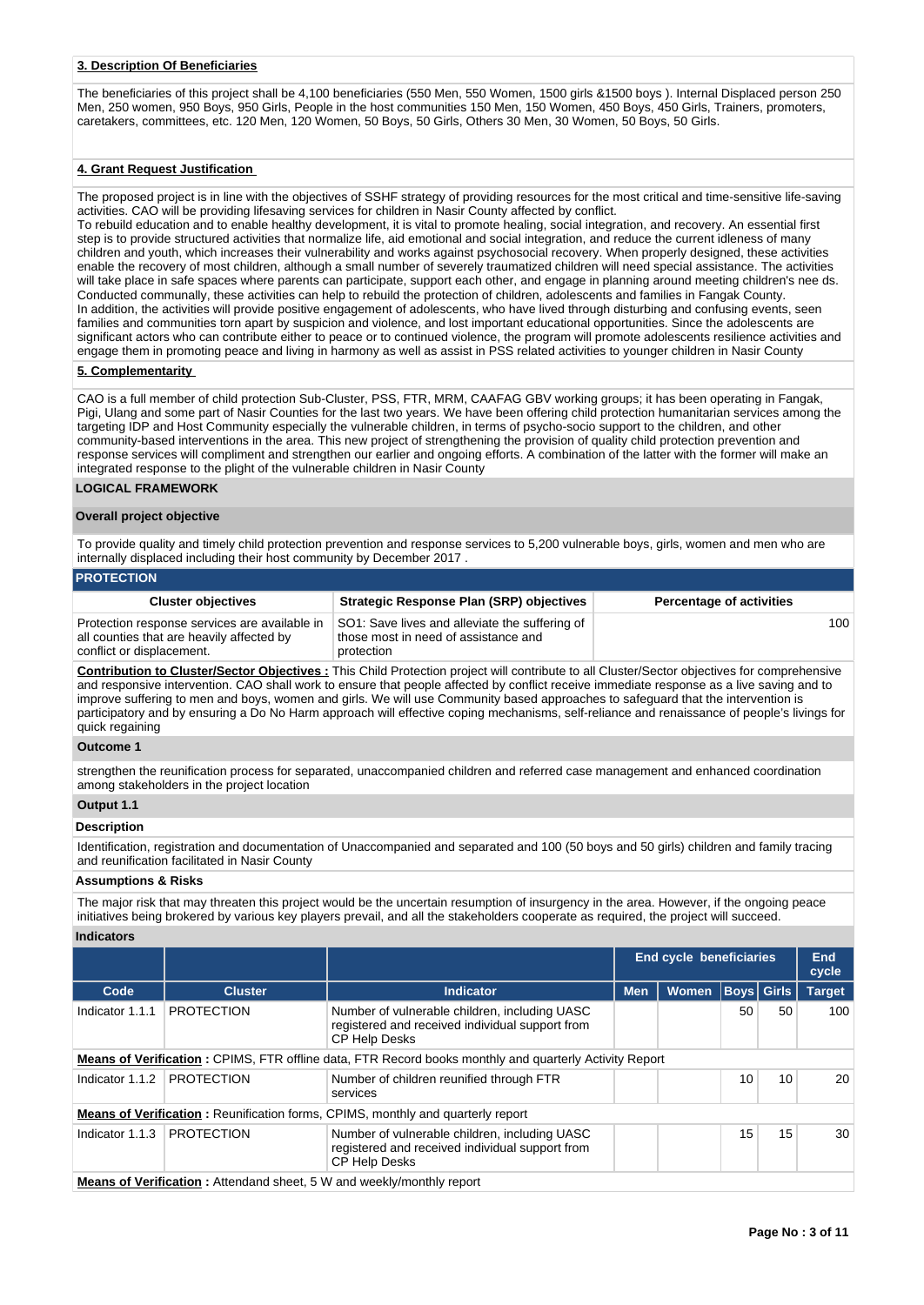### 3. Description Of Beneficiaries

The beneficiaries of this project shall be 4,100 beneficiaries (550 Men, 550 Women, 1500 girls &1500 boys ). Internal Displaced person 250 Men, 250 women, 950 Boys, 950 Girls, People in the host communities 150 Men, 150 Women, 450 Boys, 450 Girls, Trainers, promoters, caretakers, committees, etc. 120 Men, 120 Women, 50 Boys, 50 Girls, Others 30 Men, 30 Women, 50 Boys, 50 Girls.

### 4. Grant Request Justification

The proposed project is in line with the objectives of SSHF strategy of providing resources for the most critical and time-sensitive life-saving activities. CAO will be providing lifesaving services for children in Nasir County affected by conflict.
To rebuild education and to enable healthy development, it is vital to promote healing, social integration, and recovery. An essential first step is to provide structured activities that normalize life, aid emotional and social integration, and reduce the current idleness of many children and youth, which increases their vulnerability and works against psychosocial recovery. When properly designed, these activities enable the recovery of most children, although a small number of severely traumatized children will need special assistance. The activities will take place in safe spaces where parents can participate, support each other, and engage in planning around meeting children's nee ds. Conducted communally, these activities can help to rebuild the protection of children, adolescents and families in Fangak County.
In addition, the activities will provide positive engagement of adolescents, who have lived through disturbing and confusing events, seen families and communities torn apart by suspicion and violence, and lost important educational opportunities. Since the adolescents are significant actors who can contribute either to peace or to continued violence, the program will promote adolescents resilience activities and engage them in promoting peace and living in harmony as well as assist in PSS related activities to younger children in Nasir County

### 5. Complementarity

CAO is a full member of child protection Sub-Cluster, PSS, FTR, MRM, CAAFAG GBV working groups; it has been operating in Fangak, Pigi, Ulang and some part of Nasir Counties for the last two years. We have been offering child protection humanitarian services among the targeting IDP and Host Community especially the vulnerable children, in terms of psycho-socio support to the children, and other community-based interventions in the area. This new project of strengthening the provision of quality child protection prevention and response services will compliment and strengthen our earlier and ongoing efforts. A combination of the latter with the former will make an integrated response to the plight of the vulnerable children in Nasir County

## LOGICAL FRAMEWORK

### Overall project objective

To provide quality and timely child protection prevention and response services to 5,200 vulnerable boys, girls, women and men who are internally displaced including their host community by December 2017 .

### PROTECTION

| Cluster objectives | Strategic Response Plan (SRP) objectives | Percentage of activities |
|---|---|---|
| Protection response services are available in all counties that are heavily affected by conflict or displacement. | SO1: Save lives and alleviate the suffering of those most in need of assistance and protection | 100 |

**Contribution to Cluster/Sector Objectives :** This Child Protection project will contribute to all Cluster/Sector objectives for comprehensive and responsive intervention. CAO shall work to ensure that people affected by conflict receive immediate response as a live saving and to improve suffering to men and boys, women and girls. We will use Community based approaches to safeguard that the intervention is participatory and by ensuring a Do No Harm approach will effective coping mechanisms, self-reliance and renaissance of people's livings for quick regaining

### Outcome 1

strengthen the reunification process for separated, unaccompanied children and referred case management and enhanced coordination among stakeholders in the project location

### Output 1.1

#### Description

Identification, registration and documentation of Unaccompanied and separated and 100 (50 boys and 50 girls) children and family tracing and reunification facilitated in Nasir County

#### Assumptions & Risks

The major risk that may threaten this project would be the uncertain resumption of insurgency in the area. However, if the ongoing peace initiatives being brokered by various key players prevail, and all the stakeholders cooperate as required, the project will succeed.

#### Indicators

| | | | End cycle beneficiaries | | | | End cycle |
|---|---|---|---|---|---|---|---|
| Code | Cluster | Indicator | Men | Women | Boys | Girls | Target |
| Indicator 1.1.1 | PROTECTION | Number of vulnerable children, including UASC registered and received individual support from CP Help Desks | | | 50 | 50 | 100 |
| **Means of Verification :** CPIMS, FTR offline data, FTR Record books monthly and quarterly Activity Report | | | | | | | |
| Indicator 1.1.2 | PROTECTION | Number of children reunified through FTR services | | | 10 | 10 | 20 |
| **Means of Verification :** Reunification forms, CPIMS, monthly and quarterly report | | | | | | | |
| Indicator 1.1.3 | PROTECTION | Number of vulnerable children, including UASC registered and received individual support from CP Help Desks | | | 15 | 15 | 30 |
| **Means of Verification :** Attendand sheet, 5 W and weekly/monthly report | | | | | | | |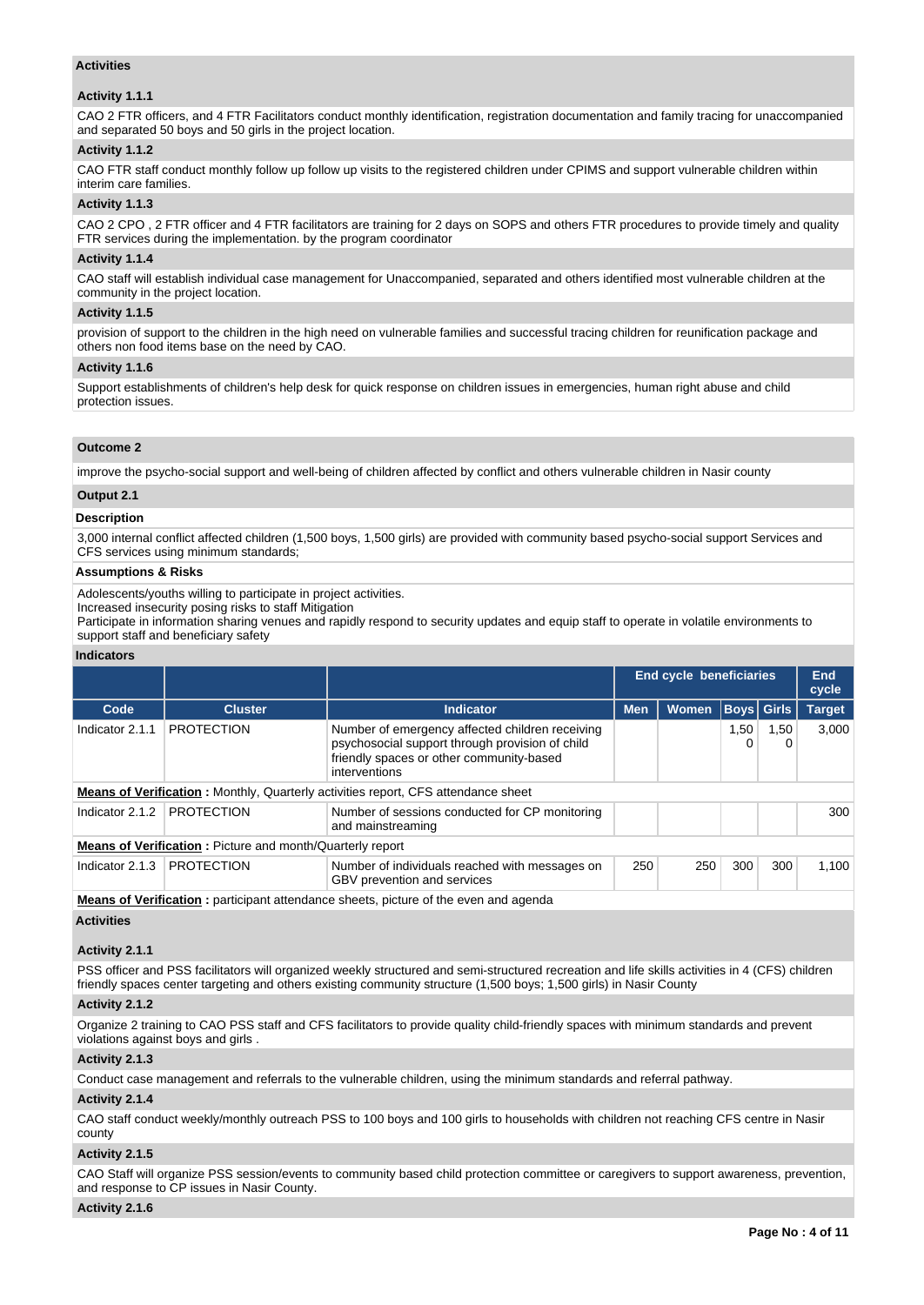### Activities

#### Activity 1.1.1

CAO 2 FTR officers, and 4 FTR Facilitators conduct monthly identification, registration documentation and family tracing for unaccompanied and separated 50 boys and 50 girls in the project location.

#### Activity 1.1.2

CAO FTR staff conduct monthly follow up follow up visits to the registered children under CPIMS and support vulnerable children within interim care families.

#### Activity 1.1.3

CAO 2 CPO , 2 FTR officer and 4 FTR facilitators are training for 2 days on SOPS and others FTR procedures to provide timely and quality FTR services during the implementation. by the program coordinator

#### Activity 1.1.4

CAO staff will establish individual case management for Unaccompanied, separated and others identified most vulnerable children at the community in the project location.

#### Activity 1.1.5

provision of support to the children in the high need on vulnerable families and successful tracing children for reunification package and others non food items base on the need by CAO.

#### Activity 1.1.6

Support establishments of children's help desk for quick response on children issues in emergencies, human right abuse and child protection issues.

### Outcome 2

improve the psycho-social support and well-being of children affected by conflict and others vulnerable children in Nasir county

### Output 2.1

#### Description

3,000 internal conflict affected children (1,500 boys, 1,500 girls) are provided with community based psycho-social support Services and CFS services using minimum standards;

#### Assumptions & Risks

Adolescents/youths willing to participate in project activities.
Increased insecurity posing risks to staff Mitigation
Participate in information sharing venues and rapidly respond to security updates and equip staff to operate in volatile environments to support staff and beneficiary safety

#### Indicators

| | | | End cycle beneficiaries | | | | End cycle |
|---|---|---|---|---|---|---|---|
| Code | Cluster | Indicator | Men | Women | Boys | Girls | Target |
| Indicator 2.1.1 | PROTECTION | Number of emergency affected children receiving psychosocial support through provision of child friendly spaces or other community-based interventions | | | 1,500 | 1,500 | 3,000 |
| **Means of Verification :** Monthly, Quarterly activities report, CFS attendance sheet | | | | | | | |
| Indicator 2.1.2 | PROTECTION | Number of sessions conducted for CP monitoring and mainstreaming | | | | | 300 |
| **Means of Verification :** Picture and month/Quarterly report | | | | | | | |
| Indicator 2.1.3 | PROTECTION | Number of individuals reached with messages on GBV prevention and services | 250 | 250 | 300 | 300 | 1,100 |
| **Means of Verification :** participant attendance sheets, picture of the even and agenda | | | | | | | |

### Activities

#### Activity 2.1.1

PSS officer and PSS facilitators will organized weekly structured and semi-structured recreation and life skills activities in 4 (CFS) children friendly spaces center targeting and others existing community structure (1,500 boys; 1,500 girls) in Nasir County

#### Activity 2.1.2

Organize 2 training to CAO PSS staff and CFS facilitators to provide quality child-friendly spaces with minimum standards and prevent violations against boys and girls .

#### Activity 2.1.3

Conduct case management and referrals to the vulnerable children, using the minimum standards and referral pathway.

#### Activity 2.1.4

CAO staff conduct weekly/monthly outreach PSS to 100 boys and 100 girls to households with children not reaching CFS centre in Nasir county

#### Activity 2.1.5

CAO Staff will organize PSS session/events to community based child protection committee or caregivers to support awareness, prevention, and response to CP issues in Nasir County.

#### Activity 2.1.6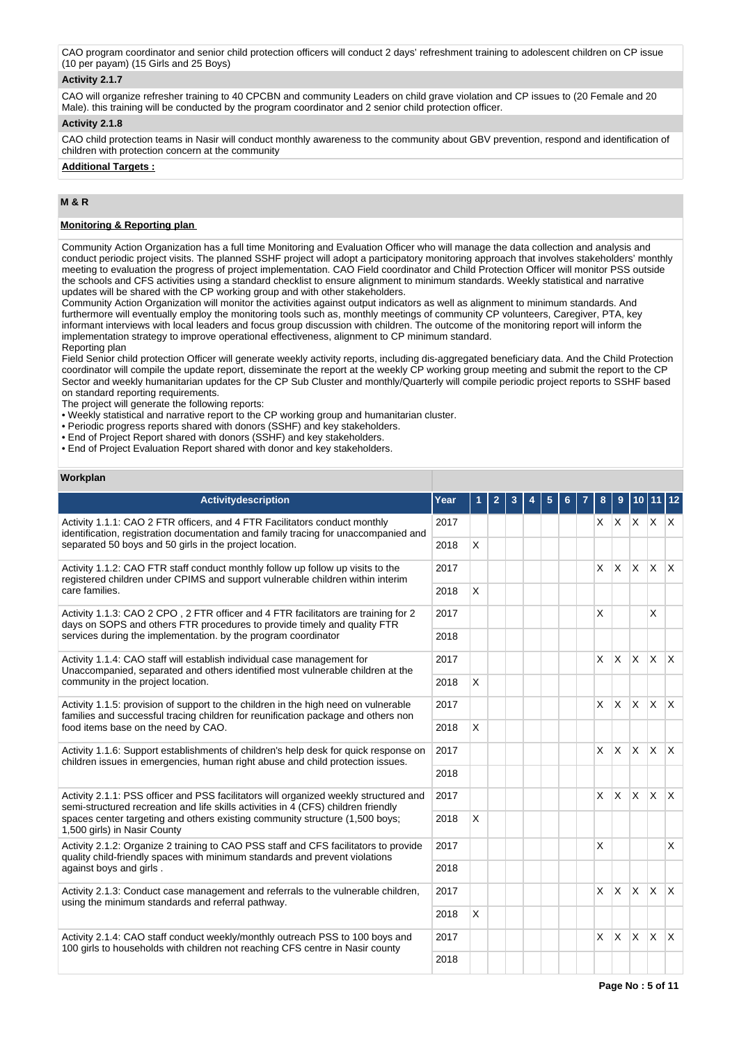CAO program coordinator and senior child protection officers will conduct 2 days' refreshment training to adolescent children on CP issue (10 per payam) (15 Girls and 25 Boys)

**Activity 2.1.7**

CAO will organize refresher training to 40 CPCBN and community Leaders on child grave violation and CP issues to (20 Female and 20 Male). this training will be conducted by the program coordinator and 2 senior child protection officer.

**Activity 2.1.8**

CAO child protection teams in Nasir will conduct monthly awareness to the community about GBV prevention, respond and identification of children with protection concern at the community

**Additional Targets :**

## M & R

**Monitoring & Reporting plan**

Community Action Organization has a full time Monitoring and Evaluation Officer who will manage the data collection and analysis and conduct periodic project visits. The planned SSHF project will adopt a participatory monitoring approach that involves stakeholders' monthly meeting to evaluation the progress of project implementation. CAO Field coordinator and Child Protection Officer will monitor PSS outside the schools and CFS activities using a standard checklist to ensure alignment to minimum standards. Weekly statistical and narrative updates will be shared with the CP working group and with other stakeholders.
Community Action Organization will monitor the activities against output indicators as well as alignment to minimum standards. And furthermore will eventually employ the monitoring tools such as, monthly meetings of community CP volunteers, Caregiver, PTA, key informant interviews with local leaders and focus group discussion with children. The outcome of the monitoring report will inform the implementation strategy to improve operational effectiveness, alignment to CP minimum standard.
Reporting plan
Field Senior child protection Officer will generate weekly activity reports, including dis-aggregated beneficiary data. And the Child Protection coordinator will compile the update report, disseminate the report at the weekly CP working group meeting and submit the report to the CP Sector and weekly humanitarian updates for the CP Sub Cluster and monthly/Quarterly will compile periodic project reports to SSHF based on standard reporting requirements.
The project will generate the following reports:
• Weekly statistical and narrative report to the CP working group and humanitarian cluster.
• Periodic progress reports shared with donors (SSHF) and key stakeholders.
• End of Project Report shared with donors (SSHF) and key stakeholders.
• End of Project Evaluation Report shared with donor and key stakeholders.

**Workplan**

| Activitydescription | Year | 1 | 2 | 3 | 4 | 5 | 6 | 7 | 8 | 9 | 10 | 11 | 12 |
|---|---|---|---|---|---|---|---|---|---|---|---|---|---|
| Activity 1.1.1: CAO 2 FTR officers, and 4 FTR Facilitators conduct monthly identification, registration documentation and family tracing for unaccompanied and separated 50 boys and 50 girls in the project location. | 2017 | | | | | | | | X | X | X | X | X |
| | 2018 | X | | | | | | | | | | | |
| Activity 1.1.2: CAO FTR staff conduct monthly follow up follow up visits to the registered children under CPIMS and support vulnerable children within interim care families. | 2017 | | | | | | | | X | X | X | X | X |
| | 2018 | X | | | | | | | | | | | |
| Activity 1.1.3: CAO 2 CPO , 2 FTR officer and 4 FTR facilitators are training for 2 days on SOPS and others FTR procedures to provide timely and quality FTR services during the implementation. by the program coordinator | 2017 | | | | | | | | X | | | X | |
| | 2018 | | | | | | | | | | | | |
| Activity 1.1.4: CAO staff will establish individual case management for Unaccompanied, separated and others identified most vulnerable children at the community in the project location. | 2017 | | | | | | | | X | X | X | X | X |
| | 2018 | X | | | | | | | | | | | |
| Activity 1.1.5: provision of support to the children in the high need on vulnerable families and successful tracing children for reunification package and others non food items base on the need by CAO. | 2017 | | | | | | | | X | X | X | X | X |
| | 2018 | X | | | | | | | | | | | |
| Activity 1.1.6: Support establishments of children's help desk for quick response on children issues in emergencies, human right abuse and child protection issues. | 2017 | | | | | | | | X | X | X | X | X |
| | 2018 | | | | | | | | | | | | |
| Activity 2.1.1: PSS officer and PSS facilitators will organized weekly structured and semi-structured recreation and life skills activities in 4 (CFS) children friendly spaces center targeting and others existing community structure (1,500 boys; 1,500 girls) in Nasir County | 2017 | | | | | | | | X | X | X | X | X |
| | 2018 | X | | | | | | | | | | | |
| Activity 2.1.2: Organize 2 training to CAO PSS staff and CFS facilitators to provide quality child-friendly spaces with minimum standards and prevent violations against boys and girls . | 2017 | | | | | | | | X | | | | X |
| | 2018 | | | | | | | | | | | | |
| Activity 2.1.3: Conduct case management and referrals to the vulnerable children, using the minimum standards and referral pathway. | 2017 | | | | | | | | X | X | X | X | X |
| | 2018 | X | | | | | | | | | | | |
| Activity 2.1.4: CAO staff conduct weekly/monthly outreach PSS to 100 boys and 100 girls to households with children not reaching CFS centre in Nasir county | 2017 | | | | | | | | X | X | X | X | X |
| | 2018 | | | | | | | | | | | | |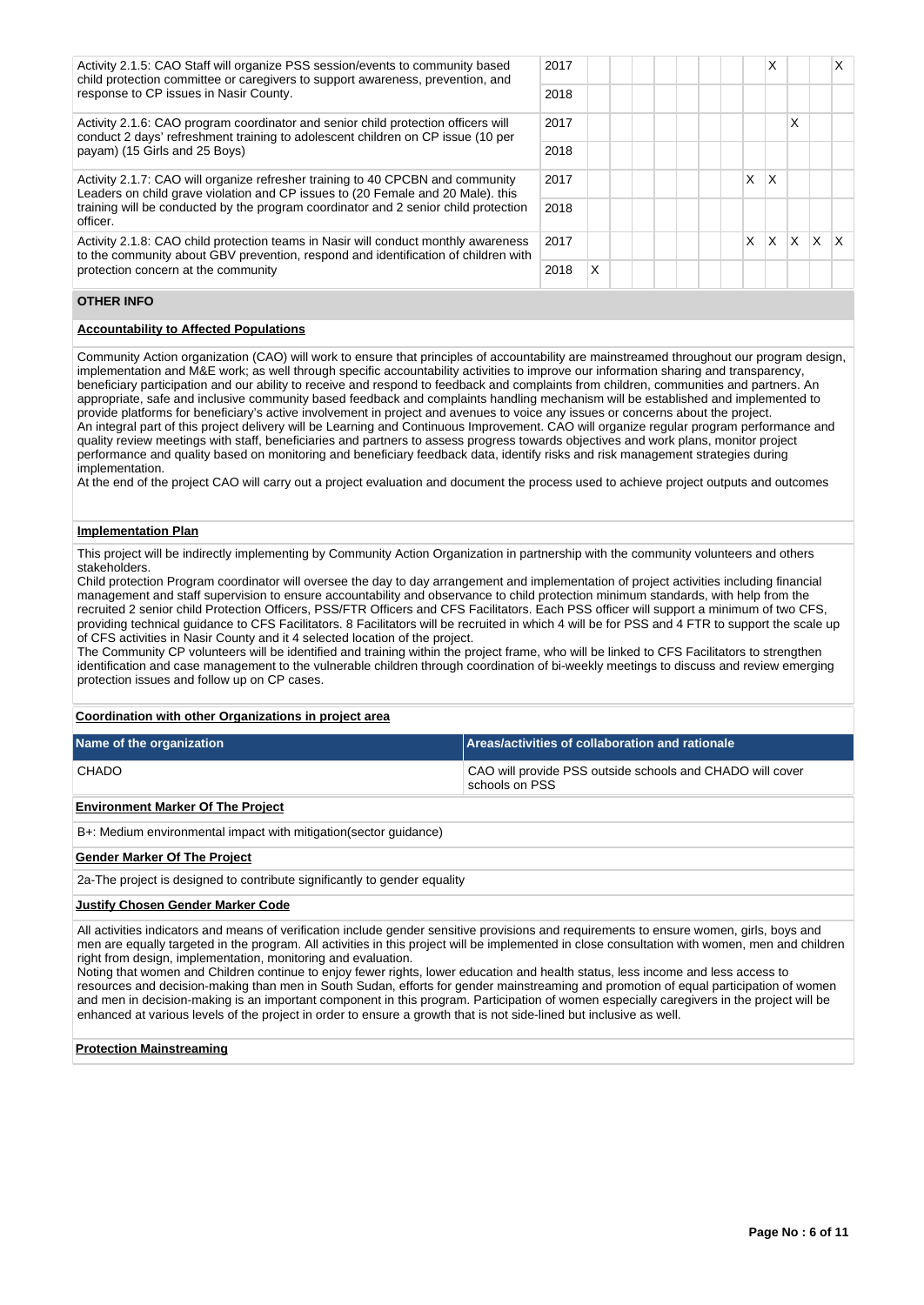| Activity | Year | 1 | 2 | 3 | 4 | 5 | 6 | 7 | 8 | 9 | 10 | 11 | 12 |
|---|---|---|---|---|---|---|---|---|---|---|---|---|---|
| Activity 2.1.5: CAO Staff will organize PSS session/events to community based child protection committee or caregivers to support awareness, prevention, and response to CP issues in Nasir County. | 2017 | | | | | | | | | X | | | X |
| | 2018 | | | | | | | | | | | | |
| Activity 2.1.6: CAO program coordinator and senior child protection officers will conduct 2 days' refreshment training to adolescent children on CP issue (10 per payam) (15 Girls and 25 Boys) | 2017 | | | | | | | | | | X | | |
| | 2018 | | | | | | | | | | | | |
| Activity 2.1.7: CAO will organize refresher training to 40 CPCBN and community Leaders on child grave violation and CP issues to (20 Female and 20 Male). this training will be conducted by the program coordinator and 2 senior child protection officer. | 2017 | | | | | | | | X | X | | | |
| | 2018 | | | | | | | | | | | | |
| Activity 2.1.8: CAO child protection teams in Nasir will conduct monthly awareness to the community about GBV prevention, respond and identification of children with protection concern at the community | 2017 | | | | | | | | X | X | X | X | X |
| | 2018 | X | | | | | | | | | | | |

**OTHER INFO**

**Accountability to Affected Populations**

Community Action organization (CAO) will work to ensure that principles of accountability are mainstreamed throughout our program design, implementation and M&E work; as well through specific accountability activities to improve our information sharing and transparency, beneficiary participation and our ability to receive and respond to feedback and complaints from children, communities and partners. An appropriate, safe and inclusive community based feedback and complaints handling mechanism will be established and implemented to provide platforms for beneficiary's active involvement in project and avenues to voice any issues or concerns about the project.
An integral part of this project delivery will be Learning and Continuous Improvement. CAO will organize regular program performance and quality review meetings with staff, beneficiaries and partners to assess progress towards objectives and work plans, monitor project performance and quality based on monitoring and beneficiary feedback data, identify risks and risk management strategies during implementation.
At the end of the project CAO will carry out a project evaluation and document the process used to achieve project outputs and outcomes

**Implementation Plan**

This project will be indirectly implementing by Community Action Organization in partnership with the community volunteers and others stakeholders.
Child protection Program coordinator will oversee the day to day arrangement and implementation of project activities including financial management and staff supervision to ensure accountability and observance to child protection minimum standards, with help from the recruited 2 senior child Protection Officers, PSS/FTR Officers and CFS Facilitators. Each PSS officer will support a minimum of two CFS, providing technical guidance to CFS Facilitators. 8 Facilitators will be recruited in which 4 will be for PSS and 4 FTR to support the scale up of CFS activities in Nasir County and it 4 selected location of the project.
The Community CP volunteers will be identified and training within the project frame, who will be linked to CFS Facilitators to strengthen identification and case management to the vulnerable children through coordination of bi-weekly meetings to discuss and review emerging protection issues and follow up on CP cases.

**Coordination with other Organizations in project area**

| Name of the organization | Areas/activities of collaboration and rationale |
|---|---|
| CHADO | CAO will provide PSS outside schools and CHADO will cover schools on PSS |

**Environment Marker Of The Project**

B+: Medium environmental impact with mitigation(sector guidance)

**Gender Marker Of The Project**

2a-The project is designed to contribute significantly to gender equality

**Justify Chosen Gender Marker Code**

All activities indicators and means of verification include gender sensitive provisions and requirements to ensure women, girls, boys and men are equally targeted in the program. All activities in this project will be implemented in close consultation with women, men and children right from design, implementation, monitoring and evaluation.
Noting that women and Children continue to enjoy fewer rights, lower education and health status, less income and less access to resources and decision-making than men in South Sudan, efforts for gender mainstreaming and promotion of equal participation of women and men in decision-making is an important component in this program. Participation of women especially caregivers in the project will be enhanced at various levels of the project in order to ensure a growth that is not side-lined but inclusive as well.

**Protection Mainstreaming**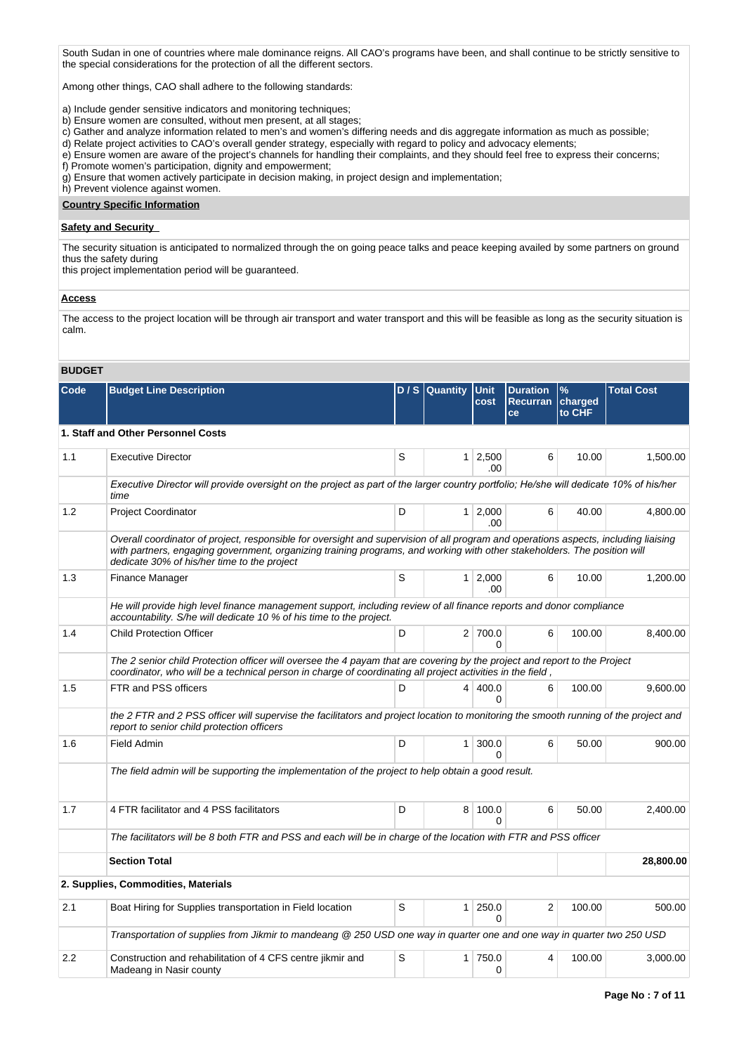South Sudan in one of countries where male dominance reigns. All CAO's programs have been, and shall continue to be strictly sensitive to the special considerations for the protection of all the different sectors.

Among other things, CAO shall adhere to the following standards:

a) Include gender sensitive indicators and monitoring techniques;
b) Ensure women are consulted, without men present, at all stages;
c) Gather and analyze information related to men's and women's differing needs and dis aggregate information as much as possible;
d) Relate project activities to CAO's overall gender strategy, especially with regard to policy and advocacy elements;
e) Ensure women are aware of the project's channels for handling their complaints, and they should feel free to express their concerns;
f) Promote women's participation, dignity and empowerment;
g) Ensure that women actively participate in decision making, in project design and implementation;
h) Prevent violence against women.

**Country Specific Information**

**Safety and Security**

The security situation is anticipated to normalized through the on going peace talks and peace keeping availed by some partners on ground thus the safety during
this project implementation period will be guaranteed.

**Access**

The access to the project location will be through air transport and water transport and this will be feasible as long as the security situation is calm.

**BUDGET**

| Code | Budget Line Description | D / S | Quantity | Unit cost | Duration Recurrance | % charged to CHF | Total Cost |
|---|---|---|---|---|---|---|---|
| **1. Staff and Other Personnel Costs** | | | | | | | |
| 1.1 | Executive Director | S | 1 | 2,500.00 | 6 | 10.00 | 1,500.00 |
| | *Executive Director will provide oversight on the project as part of the larger country portfolio; He/she will dedicate 10% of his/her time* | | | | | | |
| 1.2 | Project Coordinator | D | 1 | 2,000.00 | 6 | 40.00 | 4,800.00 |
| | *Overall coordinator of project, responsible for oversight and supervision of all program and operations aspects, including liaising with partners, engaging government, organizing training programs, and working with other stakeholders. The position will dedicate 30% of his/her time to the project* | | | | | | |
| 1.3 | Finance Manager | S | 1 | 2,000.00 | 6 | 10.00 | 1,200.00 |
| | *He will provide high level finance management support, including review of all finance reports and donor compliance accountability. S/he will dedicate 10 % of his time to the project.* | | | | | | |
| 1.4 | Child Protection Officer | D | 2 | 700.00 | 6 | 100.00 | 8,400.00 |
| | *The 2 senior child Protection officer will oversee the 4 payam that are covering by the project and report to the Project coordinator, who will be a technical person in charge of coordinating all project activities in the field ,* | | | | | | |
| 1.5 | FTR and PSS officers | D | 4 | 400.00 | 6 | 100.00 | 9,600.00 |
| | *the 2 FTR and 2 PSS officer will supervise the facilitators and project location to monitoring the smooth running of the project and report to senior child protection officers* | | | | | | |
| 1.6 | Field Admin | D | 1 | 300.00 | 6 | 50.00 | 900.00 |
| | *The field admin will be supporting the implementation of the project to help obtain a good result.* | | | | | | |
| 1.7 | 4 FTR facilitator and 4 PSS facilitators | D | 8 | 100.00 | 6 | 50.00 | 2,400.00 |
| | *The facilitators will be 8 both FTR and PSS and each will be in charge of the location with FTR and PSS officer* | | | | | | |
| | **Section Total** | | | | | | **28,800.00** |
| **2. Supplies, Commodities, Materials** | | | | | | | |
| 2.1 | Boat Hiring for Supplies transportation in Field location | S | 1 | 250.00 | 2 | 100.00 | 500.00 |
| | *Transportation of supplies from Jikmir to mandeang @ 250 USD one way in quarter one and one way in quarter two 250 USD* | | | | | | |
| 2.2 | Construction and rehabilitation of 4 CFS centre jikmir and Madeang in Nasir county | S | 1 | 750.00 | 4 | 100.00 | 3,000.00 |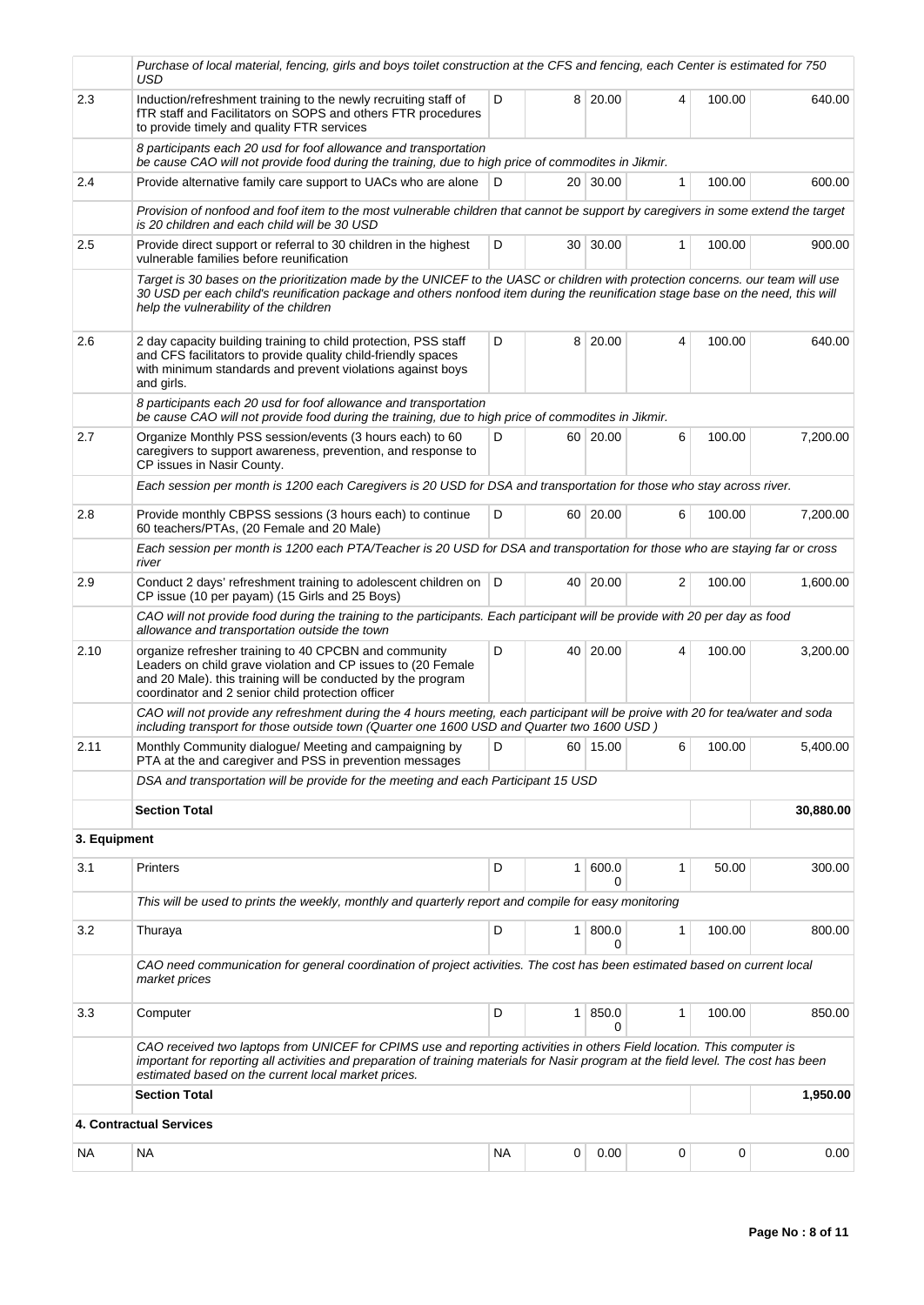| | | | | | | | |
|---|---|---|---|---|---|---|---|
| | *Purchase of local material, fencing, girls and boys toilet construction at the CFS and fencing, each Center is estimated for 750 USD* | | | | | | |
| 2.3 | Induction/refreshment training to the newly recruiting staff of fTR staff and Facilitators on SOPS and others FTR procedures to provide timely and quality FTR services | D | 8 | 20.00 | 4 | 100.00 | 640.00 |
| | *8 participants each 20 usd for foof allowance and transportation be cause CAO will not provide food during the training, due to high price of commodites in Jikmir.* | | | | | | |
| 2.4 | Provide alternative family care support to UACs who are alone | D | 20 | 30.00 | 1 | 100.00 | 600.00 |
| | *Provision of nonfood and foof item to the most vulnerable children that cannot be support by caregivers in some extend the target is 20 children and each child will be 30 USD* | | | | | | |
| 2.5 | Provide direct support or referral to 30 children in the highest vulnerable families before reunification | D | 30 | 30.00 | 1 | 100.00 | 900.00 |
| | *Target is 30 bases on the prioritization made by the UNICEF to the UASC or children with protection concerns. our team will use 30 USD per each child's reunification package and others nonfood item during the reunification stage base on the need, this will help the vulnerability of the children* | | | | | | |
| 2.6 | 2 day capacity building training to child protection, PSS staff and CFS facilitators to provide quality child-friendly spaces with minimum standards and prevent violations against boys and girls. | D | 8 | 20.00 | 4 | 100.00 | 640.00 |
| | *8 participants each 20 usd for foof allowance and transportation be cause CAO will not provide food during the training, due to high price of commodites in Jikmir.* | | | | | | |
| 2.7 | Organize Monthly PSS session/events (3 hours each) to 60 caregivers to support awareness, prevention, and response to CP issues in Nasir County. | D | 60 | 20.00 | 6 | 100.00 | 7,200.00 |
| | *Each session per month is 1200 each Caregivers is 20 USD for DSA and transportation for those who stay across river.* | | | | | | |
| 2.8 | Provide monthly CBPSS sessions (3 hours each) to continue 60 teachers/PTAs, (20 Female and 20 Male) | D | 60 | 20.00 | 6 | 100.00 | 7,200.00 |
| | *Each session per month is 1200 each PTA/Teacher is 20 USD for DSA and transportation for those who are staying far or cross river* | | | | | | |
| 2.9 | Conduct 2 days' refreshment training to adolescent children on CP issue (10 per payam) (15 Girls and 25 Boys) | D | 40 | 20.00 | 2 | 100.00 | 1,600.00 |
| | *CAO will not provide food during the training to the participants. Each participant will be provide with 20 per day as food allowance and transportation outside the town* | | | | | | |
| 2.10 | organize refresher training to 40 CPCBN and community Leaders on child grave violation and CP issues to (20 Female and 20 Male). this training will be conducted by the program coordinator and 2 senior child protection officer | D | 40 | 20.00 | 4 | 100.00 | 3,200.00 |
| | *CAO will not provide any refreshment during the 4 hours meeting, each participant will be proive with 20 for tea/water and soda including transport for those outside town (Quarter one 1600 USD and Quarter two 1600 USD )* | | | | | | |
| 2.11 | Monthly Community dialogue/ Meeting and campaigning by PTA at the and caregiver and PSS in prevention messages | D | 60 | 15.00 | 6 | 100.00 | 5,400.00 |
| | *DSA and transportation will be provide for the meeting and each Participant 15 USD* | | | | | | |
| | **Section Total** | | | | | | **30,880.00** |
| **3. Equipment** | | | | | | | |
| 3.1 | Printers | D | 1 | 600.00 | 1 | 50.00 | 300.00 |
| | *This will be used to prints the weekly, monthly and quarterly report and compile for easy monitoring* | | | | | | |
| 3.2 | Thuraya | D | 1 | 800.00 | 1 | 100.00 | 800.00 |
| | *CAO need communication for general coordination of project activities. The cost has been estimated based on current local market prices* | | | | | | |
| 3.3 | Computer | D | 1 | 850.00 | 1 | 100.00 | 850.00 |
| | *CAO received two laptops from UNICEF for CPIMS use and reporting activities in others Field location. This computer is important for reporting all activities and preparation of training materials for Nasir program at the field level. The cost has been estimated based on the current local market prices.* | | | | | | |
| | **Section Total** | | | | | | **1,950.00** |
| **4. Contractual Services** | | | | | | | |
| NA | NA | NA | 0 | 0.00 | 0 | 0 | 0.00 |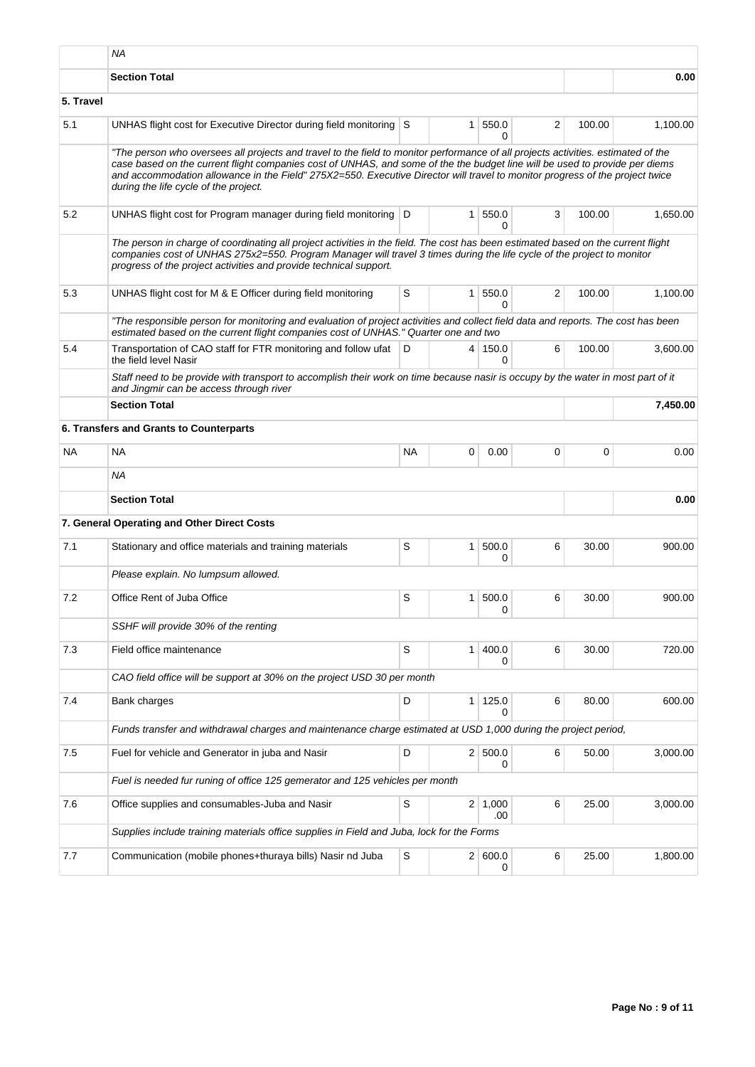| | | | | | | | |
|---|---|---|---|---|---|---|---|
| | *NA* | | | | | | |
| | **Section Total** | | | | | | **0.00** |
| **5. Travel** | | | | | | | |
| 5.1 | UNHAS flight cost for Executive Director during field monitoring | S | 1 | 550.00 | 2 | 100.00 | 1,100.00 |
| | *"The person who oversees all projects and travel to the field to monitor performance of all projects activities. estimated of the case based on the current flight companies cost of UNHAS, and some of the the budget line will be used to provide per diems and accommodation allowance in the Field" 275X2=550. Executive Director will travel to monitor progress of the project twice during the life cycle of the project.* | | | | | | |
| 5.2 | UNHAS flight cost for Program manager during field monitoring | D | 1 | 550.00 | 3 | 100.00 | 1,650.00 |
| | *The person in charge of coordinating all project activities in the field. The cost has been estimated based on the current flight companies cost of UNHAS 275x2=550. Program Manager will travel 3 times during the life cycle of the project to monitor progress of the project activities and provide technical support.* | | | | | | |
| 5.3 | UNHAS flight cost for M & E Officer during field monitoring | S | 1 | 550.00 | 2 | 100.00 | 1,100.00 |
| | *"The responsible person for monitoring and evaluation of project activities and collect field data and reports. The cost has been estimated based on the current flight companies cost of UNHAS." Quarter one and two* | | | | | | |
| 5.4 | Transportation of CAO staff for FTR monitoring and follow ufat the field level Nasir | D | 4 | 150.00 | 6 | 100.00 | 3,600.00 |
| | *Staff need to be provide with transport to accomplish their work on time because nasir is occupy by the water in most part of it and Jingmir can be access through river* | | | | | | |
| | **Section Total** | | | | | | **7,450.00** |
| | **6. Transfers and Grants to Counterparts** | | | | | | |
| NA | NA | NA | 0 | 0.00 | 0 | 0 | 0.00 |
| | *NA* | | | | | | |
| | **Section Total** | | | | | | **0.00** |
| | **7. General Operating and Other Direct Costs** | | | | | | |
| 7.1 | Stationary and office materials and training materials | S | 1 | 500.00 | 6 | 30.00 | 900.00 |
| | *Please explain. No lumpsum allowed.* | | | | | | |
| 7.2 | Office Rent of Juba Office | S | 1 | 500.00 | 6 | 30.00 | 900.00 |
| | *SSHF will provide 30% of the renting* | | | | | | |
| 7.3 | Field office maintenance | S | 1 | 400.00 | 6 | 30.00 | 720.00 |
| | *CAO field office will be support at 30% on the project USD 30 per month* | | | | | | |
| 7.4 | Bank charges | D | 1 | 125.00 | 6 | 80.00 | 600.00 |
| | *Funds transfer and withdrawal charges and maintenance charge estimated at USD 1,000 during the project period,* | | | | | | |
| 7.5 | Fuel for vehicle and Generator in juba and Nasir | D | 2 | 500.00 | 6 | 50.00 | 3,000.00 |
| | *Fuel is needed fur runing of office 125 gemerator and 125 vehicles per month* | | | | | | |
| 7.6 | Office supplies and consumables-Juba and Nasir | S | 2 | 1,000.00 | 6 | 25.00 | 3,000.00 |
| | *Supplies include training materials office supplies in Field and Juba, lock for the Forms* | | | | | | |
| 7.7 | Communication (mobile phones+thuraya bills) Nasir nd Juba | S | 2 | 600.00 | 6 | 25.00 | 1,800.00 |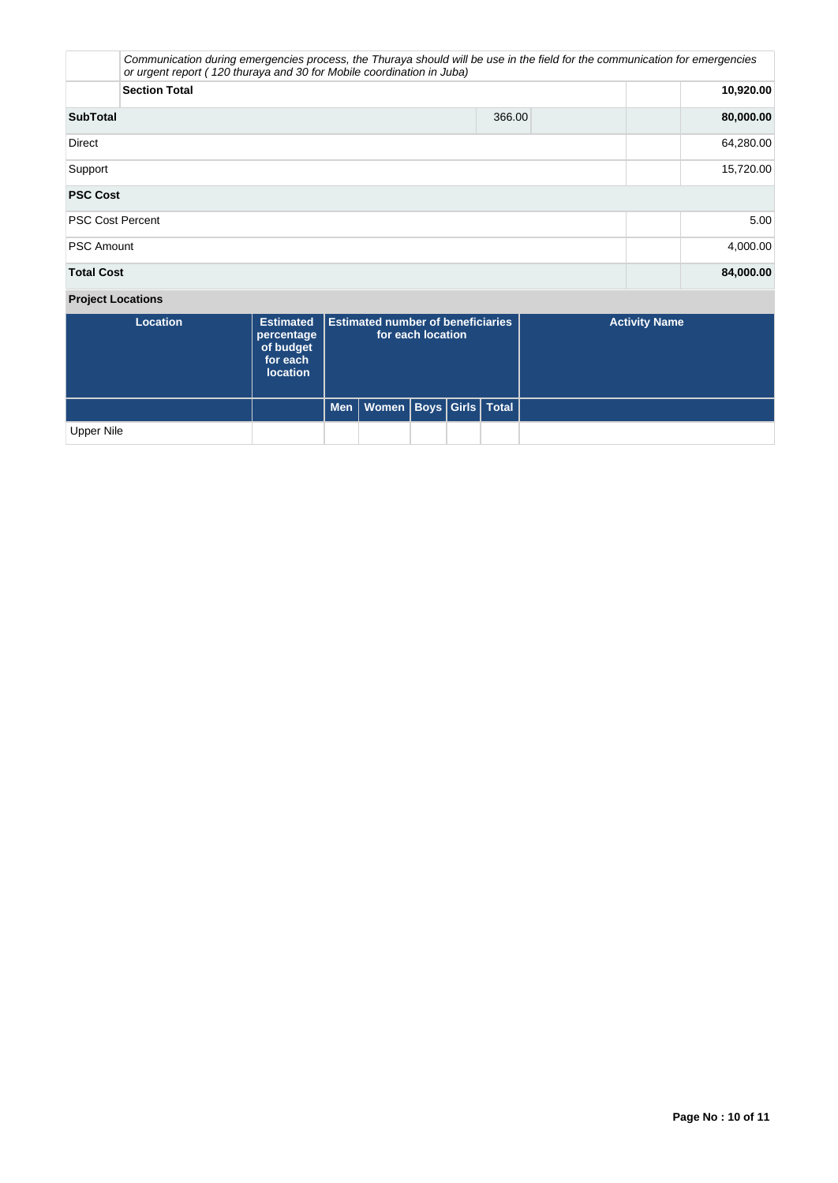| | | | | |
|---|---|---|---|---|
| | *Communication during emergencies process, the Thuraya should will be use in the field for the communication for emergencies or urgent report ( 120 thuraya and 30 for Mobile coordination in Juba)* | | | |
| | **Section Total** | | | **10,920.00** |
| **SubTotal** | | 366.00 | | **80,000.00** |
| Direct | | | | 64,280.00 |
| Support | | | | 15,720.00 |
| **PSC Cost** | | | | |
| PSC Cost Percent | | | | 5.00 |
| PSC Amount | | | | 4,000.00 |
| **Total Cost** | | | | **84,000.00** |

**Project Locations**

| Location | Estimated percentage of budget for each location | Estimated number of beneficiaries for each location | | | | | Activity Name |
|---|---|---|---|---|---|---|---|
| | | Men | Women | Boys | Girls | Total | |
| Upper Nile | | | | | | | |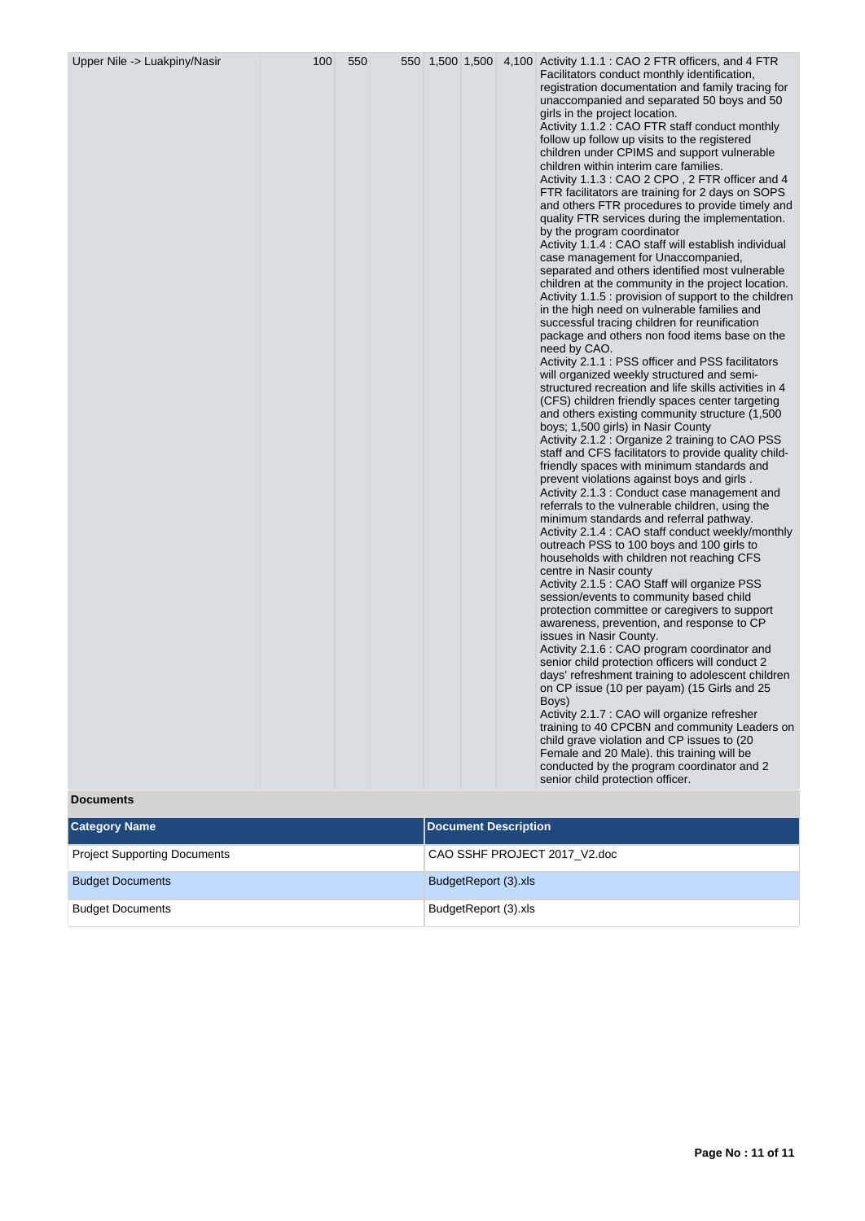| | | | | | | | |
|---|---|---|---|---|---|---|---|
| Upper Nile -> Luakpiny/Nasir | 100 | 550 | 550 | 1,500 | 1,500 | 4,100 | Activity 1.1.1 : CAO 2 FTR officers, and 4 FTR Facilitators conduct monthly identification, registration documentation and family tracing for unaccompanied and separated 50 boys and 50 girls in the project location.<br>Activity 1.1.2 : CAO FTR staff conduct monthly follow up follow up visits to the registered children under CPIMS and support vulnerable children within interim care families.<br>Activity 1.1.3 : CAO 2 CPO , 2 FTR officer and 4 FTR facilitators are training for 2 days on SOPS and others FTR procedures to provide timely and quality FTR services during the implementation. by the program coordinator<br>Activity 1.1.4 : CAO staff will establish individual case management for Unaccompanied, separated and others identified most vulnerable children at the community in the project location.<br>Activity 1.1.5 : provision of support to the children in the high need on vulnerable families and successful tracing children for reunification package and others non food items base on the need by CAO.<br>Activity 2.1.1 : PSS officer and PSS facilitators will organized weekly structured and semi-structured recreation and life skills activities in 4 (CFS) children friendly spaces center targeting and others existing community structure (1,500 boys; 1,500 girls) in Nasir County<br>Activity 2.1.2 : Organize 2 training to CAO PSS staff and CFS facilitators to provide quality child-friendly spaces with minimum standards and prevent violations against boys and girls .<br>Activity 2.1.3 : Conduct case management and referrals to the vulnerable children, using the minimum standards and referral pathway.<br>Activity 2.1.4 : CAO staff conduct weekly/monthly outreach PSS to 100 boys and 100 girls to households with children not reaching CFS centre in Nasir county<br>Activity 2.1.5 : CAO Staff will organize PSS session/events to community based child protection committee or caregivers to support awareness, prevention, and response to CP issues in Nasir County.<br>Activity 2.1.6 : CAO program coordinator and senior child protection officers will conduct 2 days' refreshment training to adolescent children on CP issue (10 per payam) (15 Girls and 25 Boys)<br>Activity 2.1.7 : CAO will organize refresher training to 40 CPCBN and community Leaders on child grave violation and CP issues to (20 Female and 20 Male). this training will be conducted by the program coordinator and 2 senior child protection officer. |

**Documents**

| Category Name | Document Description |
|---|---|
| Project Supporting Documents | CAO SSHF PROJECT 2017_V2.doc |
| Budget Documents | BudgetReport (3).xls |
| Budget Documents | BudgetReport (3).xls |